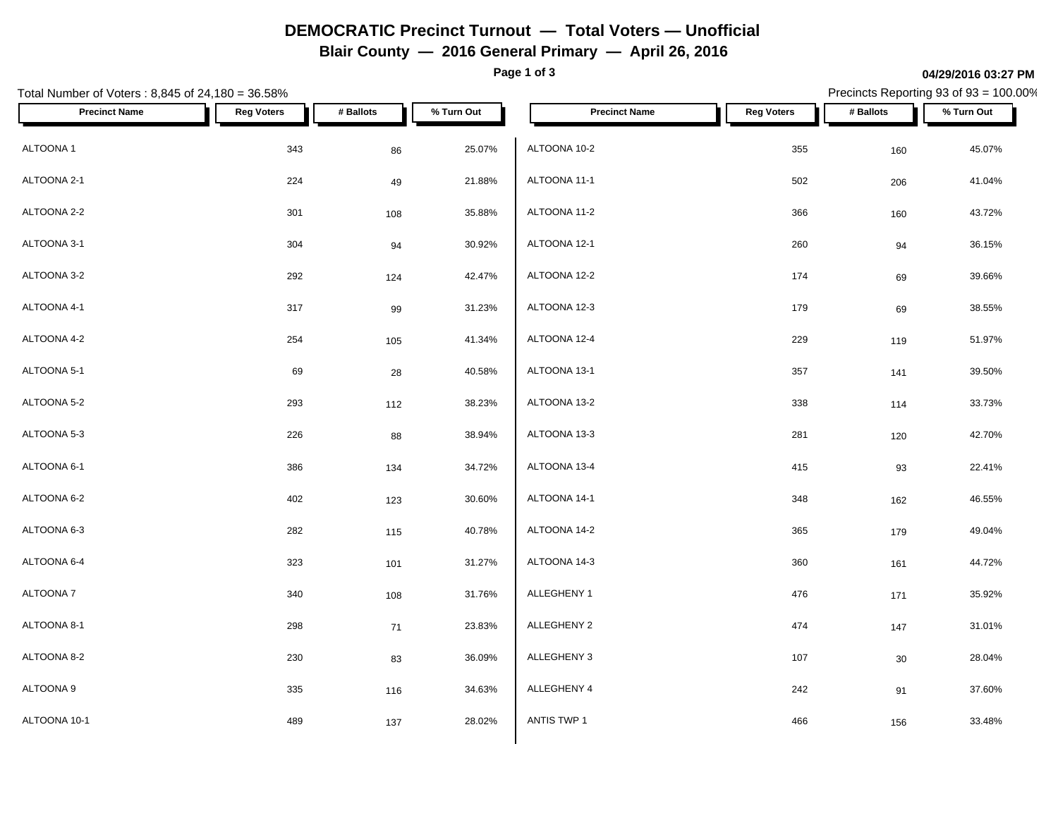# DEMOCRATIC Precinct Turnout — Total Voters — Unofficial

## Blair County — 2016 General Primary — April 26, 2016

04/29/2016 03:27 PM

Total Number of Voters : 8,845 of 24,180 = 36.58%

Precincts Reporting 93 of 93 = 100.00%

| Precinct Name | Reg Voters | # Ballots | % Turn Out |
|---|---|---|---|
| ALTOONA 1 | 343 | 86 | 25.07% |
| ALTOONA 2-1 | 224 | 49 | 21.88% |
| ALTOONA 2-2 | 301 | 108 | 35.88% |
| ALTOONA 3-1 | 304 | 94 | 30.92% |
| ALTOONA 3-2 | 292 | 124 | 42.47% |
| ALTOONA 4-1 | 317 | 99 | 31.23% |
| ALTOONA 4-2 | 254 | 105 | 41.34% |
| ALTOONA 5-1 | 69 | 28 | 40.58% |
| ALTOONA 5-2 | 293 | 112 | 38.23% |
| ALTOONA 5-3 | 226 | 88 | 38.94% |
| ALTOONA 6-1 | 386 | 134 | 34.72% |
| ALTOONA 6-2 | 402 | 123 | 30.60% |
| ALTOONA 6-3 | 282 | 115 | 40.78% |
| ALTOONA 6-4 | 323 | 101 | 31.27% |
| ALTOONA 7 | 340 | 108 | 31.76% |
| ALTOONA 8-1 | 298 | 71 | 23.83% |
| ALTOONA 8-2 | 230 | 83 | 36.09% |
| ALTOONA 9 | 335 | 116 | 34.63% |
| ALTOONA 10-1 | 489 | 137 | 28.02% |
| ALTOONA 10-2 | 355 | 160 | 45.07% |
| ALTOONA 11-1 | 502 | 206 | 41.04% |
| ALTOONA 11-2 | 366 | 160 | 43.72% |
| ALTOONA 12-1 | 260 | 94 | 36.15% |
| ALTOONA 12-2 | 174 | 69 | 39.66% |
| ALTOONA 12-3 | 179 | 69 | 38.55% |
| ALTOONA 12-4 | 229 | 119 | 51.97% |
| ALTOONA 13-1 | 357 | 141 | 39.50% |
| ALTOONA 13-2 | 338 | 114 | 33.73% |
| ALTOONA 13-3 | 281 | 120 | 42.70% |
| ALTOONA 13-4 | 415 | 93 | 22.41% |
| ALTOONA 14-1 | 348 | 162 | 46.55% |
| ALTOONA 14-2 | 365 | 179 | 49.04% |
| ALTOONA 14-3 | 360 | 161 | 44.72% |
| ALLEGHENY 1 | 476 | 171 | 35.92% |
| ALLEGHENY 2 | 474 | 147 | 31.01% |
| ALLEGHENY 3 | 107 | 30 | 28.04% |
| ALLEGHENY 4 | 242 | 91 | 37.60% |
| ANTIS TWP 1 | 466 | 156 | 33.48% |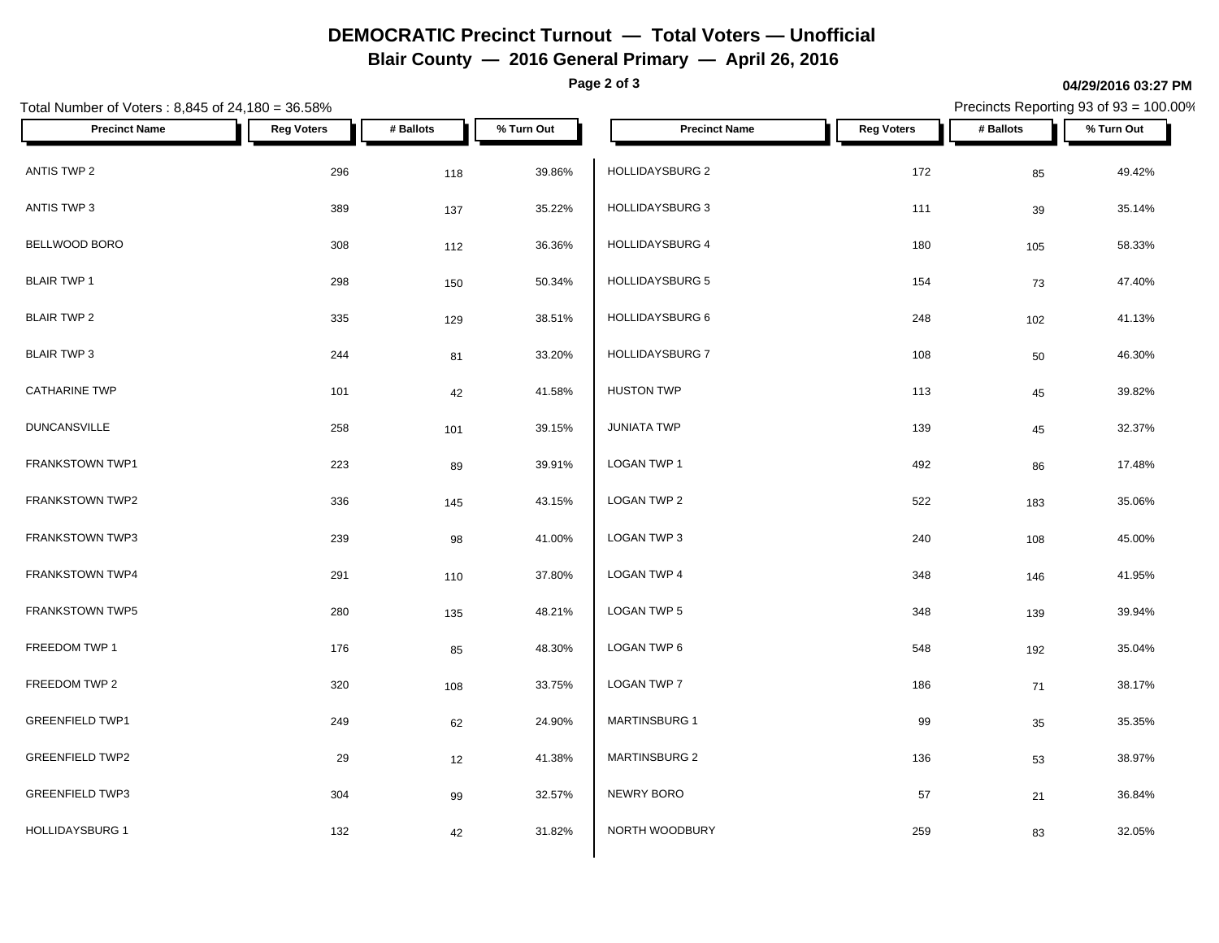# DEMOCRATIC Precinct Turnout — Total Voters — Unofficial

## Blair County — 2016 General Primary — April 26, 2016

04/29/2016 03:27 PM

Total Number of Voters : 8,845 of 24,180 = 36.58%

Precincts Reporting 93 of 93 = 100.00%

| Precinct Name | Reg Voters | # Ballots | % Turn Out |
|---|---|---|---|
| ANTIS TWP 2 | 296 | 118 | 39.86% |
| ANTIS TWP 3 | 389 | 137 | 35.22% |
| BELLWOOD BORO | 308 | 112 | 36.36% |
| BLAIR TWP 1 | 298 | 150 | 50.34% |
| BLAIR TWP 2 | 335 | 129 | 38.51% |
| BLAIR TWP 3 | 244 | 81 | 33.20% |
| CATHARINE TWP | 101 | 42 | 41.58% |
| DUNCANSVILLE | 258 | 101 | 39.15% |
| FRANKSTOWN TWP1 | 223 | 89 | 39.91% |
| FRANKSTOWN TWP2 | 336 | 145 | 43.15% |
| FRANKSTOWN TWP3 | 239 | 98 | 41.00% |
| FRANKSTOWN TWP4 | 291 | 110 | 37.80% |
| FRANKSTOWN TWP5 | 280 | 135 | 48.21% |
| FREEDOM TWP 1 | 176 | 85 | 48.30% |
| FREEDOM TWP 2 | 320 | 108 | 33.75% |
| GREENFIELD TWP1 | 249 | 62 | 24.90% |
| GREENFIELD TWP2 | 29 | 12 | 41.38% |
| GREENFIELD TWP3 | 304 | 99 | 32.57% |
| HOLLIDAYSBURG 1 | 132 | 42 | 31.82% |
| HOLLIDAYSBURG 2 | 172 | 85 | 49.42% |
| HOLLIDAYSBURG 3 | 111 | 39 | 35.14% |
| HOLLIDAYSBURG 4 | 180 | 105 | 58.33% |
| HOLLIDAYSBURG 5 | 154 | 73 | 47.40% |
| HOLLIDAYSBURG 6 | 248 | 102 | 41.13% |
| HOLLIDAYSBURG 7 | 108 | 50 | 46.30% |
| HUSTON TWP | 113 | 45 | 39.82% |
| JUNIATA TWP | 139 | 45 | 32.37% |
| LOGAN TWP 1 | 492 | 86 | 17.48% |
| LOGAN TWP 2 | 522 | 183 | 35.06% |
| LOGAN TWP 3 | 240 | 108 | 45.00% |
| LOGAN TWP 4 | 348 | 146 | 41.95% |
| LOGAN TWP 5 | 348 | 139 | 39.94% |
| LOGAN TWP 6 | 548 | 192 | 35.04% |
| LOGAN TWP 7 | 186 | 71 | 38.17% |
| MARTINSBURG 1 | 99 | 35 | 35.35% |
| MARTINSBURG 2 | 136 | 53 | 38.97% |
| NEWRY BORO | 57 | 21 | 36.84% |
| NORTH WOODBURY | 259 | 83 | 32.05% |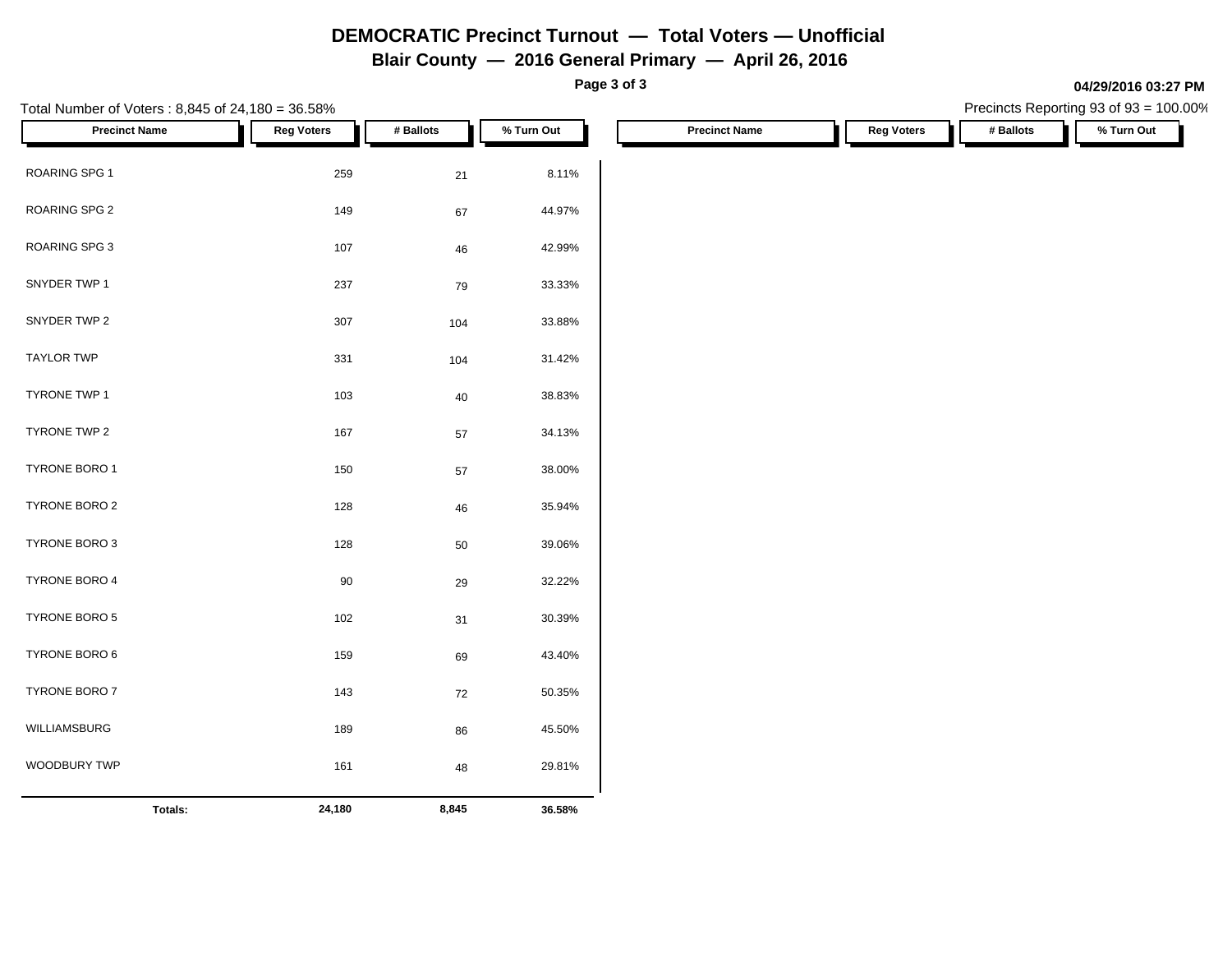# DEMOCRATIC Precinct Turnout — Total Voters — Unofficial

## Blair County — 2016 General Primary — April 26, 2016

04/29/2016 03:27 PM

Total Number of Voters : 8,845 of 24,180 = 36.58%

Precincts Reporting 93 of 93 = 100.00%

| Precinct Name | Reg Voters | # Ballots | % Turn Out |
|---|---|---|---|
| ROARING SPG 1 | 259 | 21 | 8.11% |
| ROARING SPG 2 | 149 | 67 | 44.97% |
| ROARING SPG 3 | 107 | 46 | 42.99% |
| SNYDER TWP 1 | 237 | 79 | 33.33% |
| SNYDER TWP 2 | 307 | 104 | 33.88% |
| TAYLOR TWP | 331 | 104 | 31.42% |
| TYRONE TWP 1 | 103 | 40 | 38.83% |
| TYRONE TWP 2 | 167 | 57 | 34.13% |
| TYRONE BORO 1 | 150 | 57 | 38.00% |
| TYRONE BORO 2 | 128 | 46 | 35.94% |
| TYRONE BORO 3 | 128 | 50 | 39.06% |
| TYRONE BORO 4 | 90 | 29 | 32.22% |
| TYRONE BORO 5 | 102 | 31 | 30.39% |
| TYRONE BORO 6 | 159 | 69 | 43.40% |
| TYRONE BORO 7 | 143 | 72 | 50.35% |
| WILLIAMSBURG | 189 | 86 | 45.50% |
| WOODBURY TWP | 161 | 48 | 29.81% |
| **Totals:** | **24,180** | **8,845** | **36.58%** |